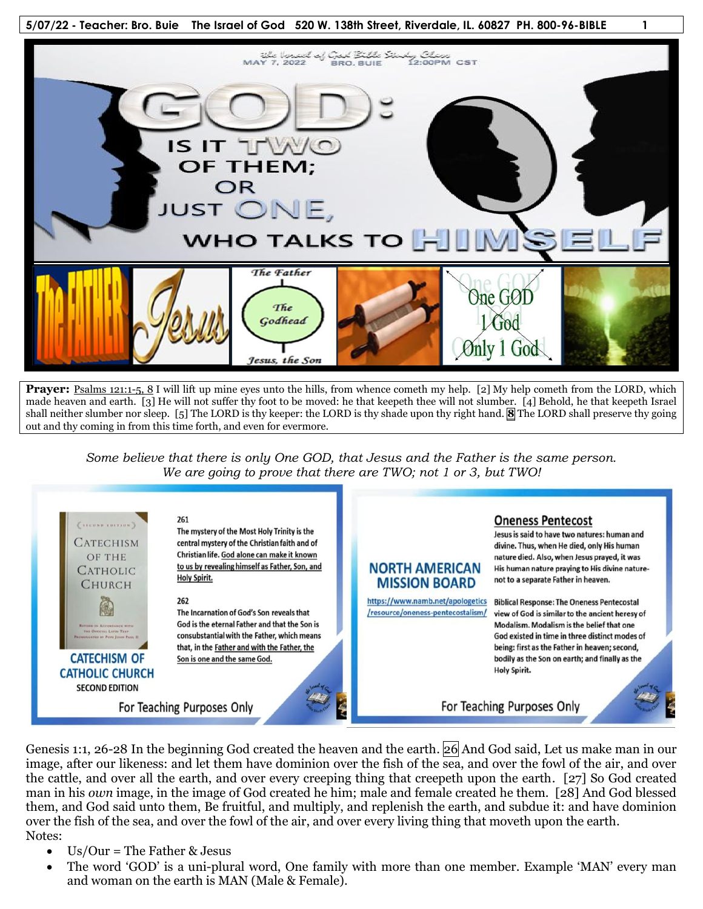**Prayer:** Psalms 121:1-5, 8 I will lift up mine eyes unto the hills, from whence cometh my help. [2] My help cometh from the LORD, which made heaven and earth. [3] He will not suffer thy foot to be moved: he that keepeth thee will not slumber. [4] Behold, he that keepeth Israel shall neither slumber nor sleep. [5] The LORD is thy keeper: the LORD is thy shade upon thy right hand. **8** The LORD shall preserve thy going out and thy coming in from this time forth, and even for evermore.

*Some believe that there is only One GOD, that Jesus and the Father is the same person. We are going to prove that there are TWO; not 1 or 3, but TWO!*

**CATECHISM OF CATHOLIC CHURCH** SECOND EDITION

261
The mystery of the Most Holy Trinity is the central mystery of the Christian faith and of Christian life. God alone can make it known to us by revealing himself as Father, Son, and Holy Spirit.

262
The Incarnation of God's Son reveals that God is the eternal Father and that the Son is consubstantial with the Father, which means that, in the Father and with the Father, the Son is one and the same God.

For Teaching Purposes Only

**NORTH AMERICAN MISSION BOARD**
https://www.namb.net/apologetics/resource/oneness-pentecostalism/

**Oneness Pentecost**
Jesus is said to have two natures: human and divine. Thus, when He died, only His human nature died. Also, when Jesus prayed, it was His human nature praying to His divine nature-not to a separate Father in heaven.

Biblical Response: The Oneness Pentecostal view of God is similar to the ancient heresy of Modalism. Modalism is the belief that one God existed in time in three distinct modes of being: first as the Father in heaven; second, bodily as the Son on earth; and finally as the Holy Spirit.

For Teaching Purposes Only

Genesis 1:1, 26-28 In the beginning God created the heaven and the earth. [26] And God said, Let us make man in our image, after our likeness: and let them have dominion over the fish of the sea, and over the fowl of the air, and over the cattle, and over all the earth, and over every creeping thing that creepeth upon the earth. [27] So God created man in his *own* image, in the image of God created he him; male and female created he them. [28] And God blessed them, and God said unto them, Be fruitful, and multiply, and replenish the earth, and subdue it: and have dominion over the fish of the sea, and over the fowl of the air, and over every living thing that moveth upon the earth.

Notes:

- Us/Our = The Father & Jesus
- The word 'GOD' is a uni-plural word, One family with more than one member. Example 'MAN' every man and woman on the earth is MAN (Male & Female).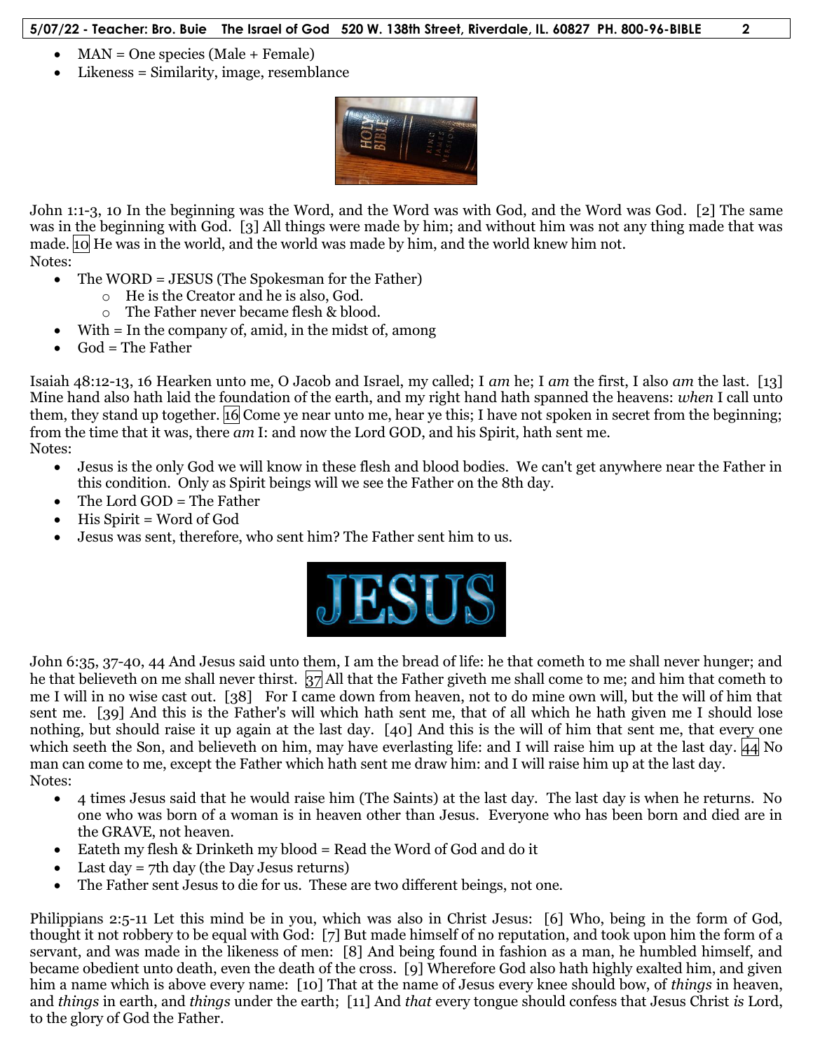- MAN = One species (Male + Female)
- Likeness = Similarity, image, resemblance

John 1:1-3, 10 In the beginning was the Word, and the Word was with God, and the Word was God. [2] The same was in the beginning with God. [3] All things were made by him; and without him was not any thing made that was made. 10 He was in the world, and the world was made by him, and the world knew him not.

Notes:

- The WORD = JESUS (The Spokesman for the Father)
  - He is the Creator and he is also, God.
  - The Father never became flesh & blood.
- With = In the company of, amid, in the midst of, among
- God = The Father

Isaiah 48:12-13, 16 Hearken unto me, O Jacob and Israel, my called; I *am* he; I *am* the first, I also *am* the last. [13] Mine hand also hath laid the foundation of the earth, and my right hand hath spanned the heavens: *when* I call unto them, they stand up together. 16 Come ye near unto me, hear ye this; I have not spoken in secret from the beginning; from the time that it was, there *am* I: and now the Lord GOD, and his Spirit, hath sent me.

Notes:

- Jesus is the only God we will know in these flesh and blood bodies. We can't get anywhere near the Father in this condition. Only as Spirit beings will we see the Father on the 8th day.
- The Lord GOD = The Father
- His Spirit = Word of God
- Jesus was sent, therefore, who sent him? The Father sent him to us.

John 6:35, 37-40, 44 And Jesus said unto them, I am the bread of life: he that cometh to me shall never hunger; and he that believeth on me shall never thirst. 37 All that the Father giveth me shall come to me; and him that cometh to me I will in no wise cast out. [38] For I came down from heaven, not to do mine own will, but the will of him that sent me. [39] And this is the Father's will which hath sent me, that of all which he hath given me I should lose nothing, but should raise it up again at the last day. [40] And this is the will of him that sent me, that every one which seeth the Son, and believeth on him, may have everlasting life: and I will raise him up at the last day. 44 No man can come to me, except the Father which hath sent me draw him: and I will raise him up at the last day.

Notes:

- 4 times Jesus said that he would raise him (The Saints) at the last day. The last day is when he returns. No one who was born of a woman is in heaven other than Jesus. Everyone who has been born and died are in the GRAVE, not heaven.
- Eateth my flesh & Drinketh my blood = Read the Word of God and do it
- Last day = 7th day (the Day Jesus returns)
- The Father sent Jesus to die for us. These are two different beings, not one.

Philippians 2:5-11 Let this mind be in you, which was also in Christ Jesus: [6] Who, being in the form of God, thought it not robbery to be equal with God: [7] But made himself of no reputation, and took upon him the form of a servant, and was made in the likeness of men: [8] And being found in fashion as a man, he humbled himself, and became obedient unto death, even the death of the cross. [9] Wherefore God also hath highly exalted him, and given him a name which is above every name: [10] That at the name of Jesus every knee should bow, of *things* in heaven, and *things* in earth, and *things* under the earth; [11] And *that* every tongue should confess that Jesus Christ *is* Lord, to the glory of God the Father.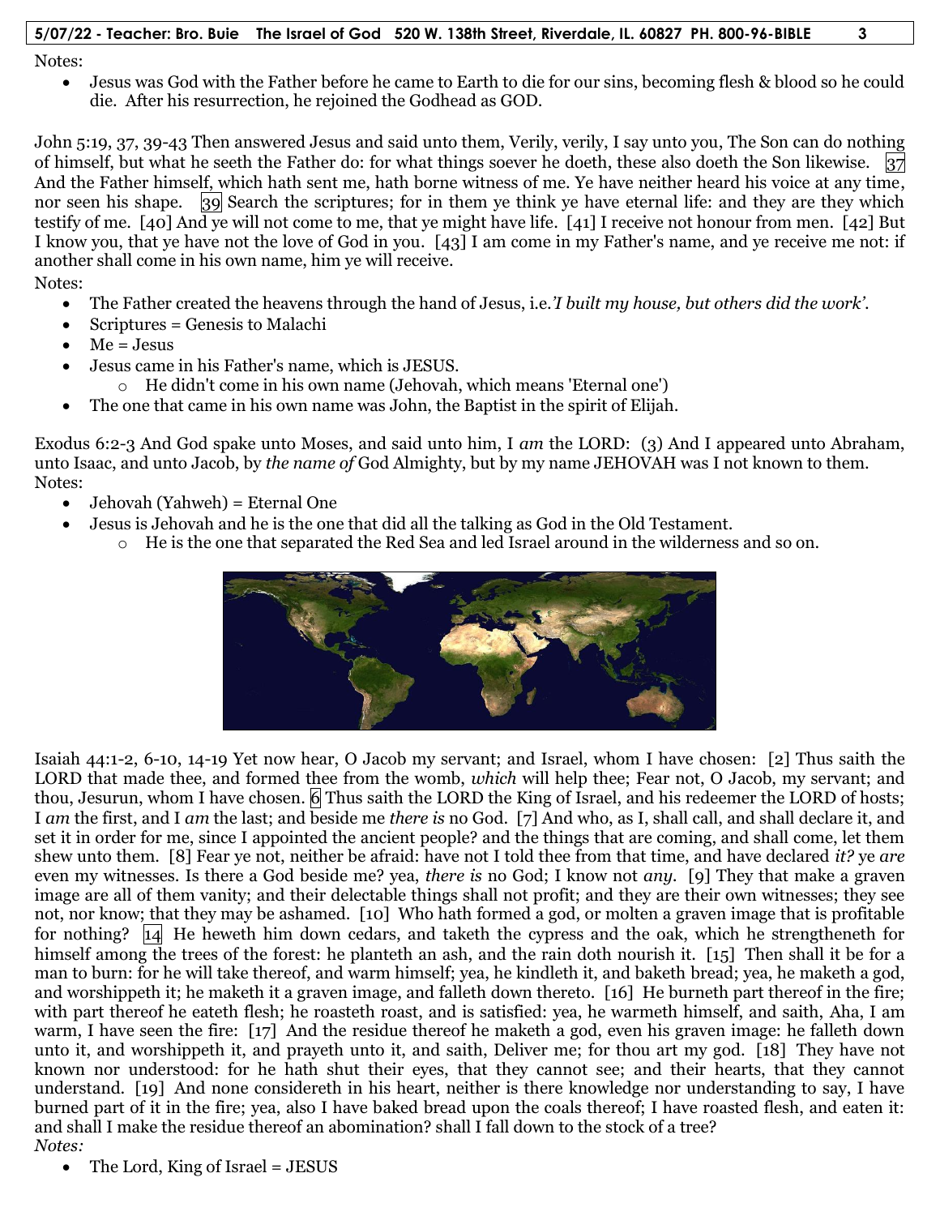Notes:

- Jesus was God with the Father before he came to Earth to die for our sins, becoming flesh & blood so he could die. After his resurrection, he rejoined the Godhead as GOD.

John 5:19, 37, 39-43 Then answered Jesus and said unto them, Verily, verily, I say unto you, The Son can do nothing of himself, but what he seeth the Father do: for what things soever he doeth, these also doeth the Son likewise. [37] And the Father himself, which hath sent me, hath borne witness of me. Ye have neither heard his voice at any time, nor seen his shape. [39] Search the scriptures; for in them ye think ye have eternal life: and they are they which testify of me. [40] And ye will not come to me, that ye might have life. [41] I receive not honour from men. [42] But I know you, that ye have not the love of God in you. [43] I am come in my Father's name, and ye receive me not: if another shall come in his own name, him ye will receive.

Notes:

- The Father created the heavens through the hand of Jesus, i.e.*'I built my house, but others did the work'*.
- Scriptures = Genesis to Malachi
- Me = Jesus
- Jesus came in his Father's name, which is JESUS.
  - He didn't come in his own name (Jehovah, which means 'Eternal one')
- The one that came in his own name was John, the Baptist in the spirit of Elijah.

Exodus 6:2-3 And God spake unto Moses, and said unto him, I *am* the LORD: (3) And I appeared unto Abraham, unto Isaac, and unto Jacob, by *the name of* God Almighty, but by my name JEHOVAH was I not known to them.

Notes:

- Jehovah (Yahweh) = Eternal One
- Jesus is Jehovah and he is the one that did all the talking as God in the Old Testament.
  - He is the one that separated the Red Sea and led Israel around in the wilderness and so on.

Isaiah 44:1-2, 6-10, 14-19 Yet now hear, O Jacob my servant; and Israel, whom I have chosen: [2] Thus saith the LORD that made thee, and formed thee from the womb, *which* will help thee; Fear not, O Jacob, my servant; and thou, Jesurun, whom I have chosen. [6] Thus saith the LORD the King of Israel, and his redeemer the LORD of hosts; I *am* the first, and I *am* the last; and beside me *there is* no God. [7] And who, as I, shall call, and shall declare it, and set it in order for me, since I appointed the ancient people? and the things that are coming, and shall come, let them shew unto them. [8] Fear ye not, neither be afraid: have not I told thee from that time, and have declared *it?* ye *are* even my witnesses. Is there a God beside me? yea, *there is* no God; I know not *any*. [9] They that make a graven image are all of them vanity; and their delectable things shall not profit; and they are their own witnesses; they see not, nor know; that they may be ashamed. [10] Who hath formed a god, or molten a graven image that is profitable for nothing? [14] He heweth him down cedars, and taketh the cypress and the oak, which he strengtheneth for himself among the trees of the forest: he planteth an ash, and the rain doth nourish it. [15] Then shall it be for a man to burn: for he will take thereof, and warm himself; yea, he kindleth it, and baketh bread; yea, he maketh a god, and worshippeth it; he maketh it a graven image, and falleth down thereto. [16] He burneth part thereof in the fire; with part thereof he eateth flesh; he roasteth roast, and is satisfied: yea, he warmeth himself, and saith, Aha, I am warm, I have seen the fire: [17] And the residue thereof he maketh a god, even his graven image: he falleth down unto it, and worshippeth it, and prayeth unto it, and saith, Deliver me; for thou art my god. [18] They have not known nor understood: for he hath shut their eyes, that they cannot see; and their hearts, that they cannot understand. [19] And none considereth in his heart, neither is there knowledge nor understanding to say, I have burned part of it in the fire; yea, also I have baked bread upon the coals thereof; I have roasted flesh, and eaten it: and shall I make the residue thereof an abomination? shall I fall down to the stock of a tree?

*Notes:*

- The Lord, King of Israel = JESUS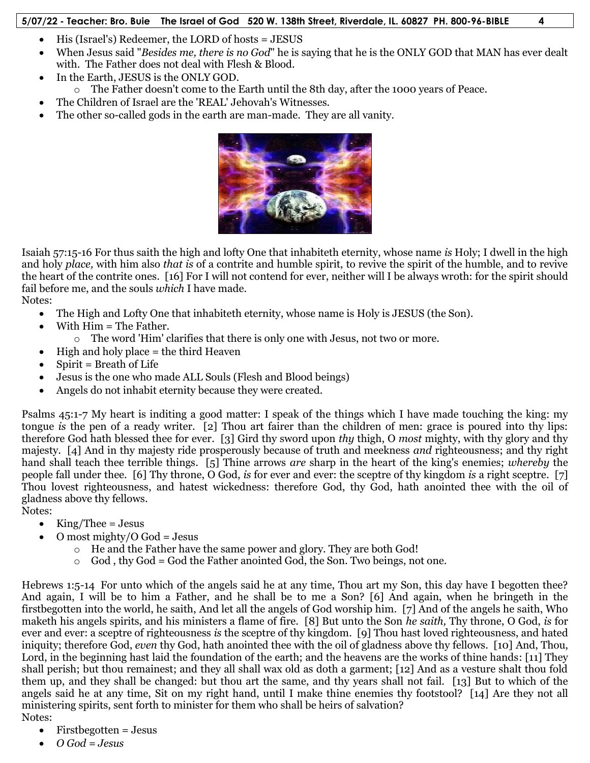- His (Israel's) Redeemer, the LORD of hosts = JESUS
- When Jesus said "*Besides me, there is no God*" he is saying that he is the ONLY GOD that MAN has ever dealt with. The Father does not deal with Flesh & Blood.
- In the Earth, JESUS is the ONLY GOD.
    - The Father doesn't come to the Earth until the 8th day, after the 1000 years of Peace.
- The Children of Israel are the 'REAL' Jehovah's Witnesses.
- The other so-called gods in the earth are man-made. They are all vanity.

Isaiah 57:15-16 For thus saith the high and lofty One that inhabiteth eternity, whose name *is* Holy; I dwell in the high and holy *place,* with him also *that is* of a contrite and humble spirit, to revive the spirit of the humble, and to revive the heart of the contrite ones. [16] For I will not contend for ever, neither will I be always wroth: for the spirit should fail before me, and the souls *which* I have made.

Notes:

- The High and Lofty One that inhabiteth eternity, whose name is Holy is JESUS (the Son).
- With Him = The Father.
    - The word 'Him' clarifies that there is only one with Jesus, not two or more.
- High and holy place = the third Heaven
- Spirit = Breath of Life
- Jesus is the one who made ALL Souls (Flesh and Blood beings)
- Angels do not inhabit eternity because they were created.

Psalms 45:1-7 My heart is inditing a good matter: I speak of the things which I have made touching the king: my tongue *is* the pen of a ready writer. [2] Thou art fairer than the children of men: grace is poured into thy lips: therefore God hath blessed thee for ever. [3] Gird thy sword upon *thy* thigh, O *most* mighty, with thy glory and thy majesty. [4] And in thy majesty ride prosperously because of truth and meekness *and* righteousness; and thy right hand shall teach thee terrible things. [5] Thine arrows *are* sharp in the heart of the king's enemies; *whereby* the people fall under thee. [6] Thy throne, O God, *is* for ever and ever: the sceptre of thy kingdom *is* a right sceptre. [7] Thou lovest righteousness, and hatest wickedness: therefore God, thy God, hath anointed thee with the oil of gladness above thy fellows.

Notes:

- King/Thee = Jesus
- O most mighty/O God = Jesus
    - He and the Father have the same power and glory. They are both God!
    - God , thy God = God the Father anointed God, the Son. Two beings, not one.

Hebrews 1:5-14 For unto which of the angels said he at any time, Thou art my Son, this day have I begotten thee? And again, I will be to him a Father, and he shall be to me a Son? [6] And again, when he bringeth in the firstbegotten into the world, he saith, And let all the angels of God worship him. [7] And of the angels he saith, Who maketh his angels spirits, and his ministers a flame of fire. [8] But unto the Son *he saith,* Thy throne, O God, *is* for ever and ever: a sceptre of righteousness *is* the sceptre of thy kingdom. [9] Thou hast loved righteousness, and hated iniquity; therefore God, *even* thy God, hath anointed thee with the oil of gladness above thy fellows. [10] And, Thou, Lord, in the beginning hast laid the foundation of the earth; and the heavens are the works of thine hands: [11] They shall perish; but thou remainest; and they all shall wax old as doth a garment; [12] And as a vesture shalt thou fold them up, and they shall be changed: but thou art the same, and thy years shall not fail. [13] But to which of the angels said he at any time, Sit on my right hand, until I make thine enemies thy footstool? [14] Are they not all ministering spirits, sent forth to minister for them who shall be heirs of salvation?

Notes:

- Firstbegotten = Jesus
- *O God = Jesus*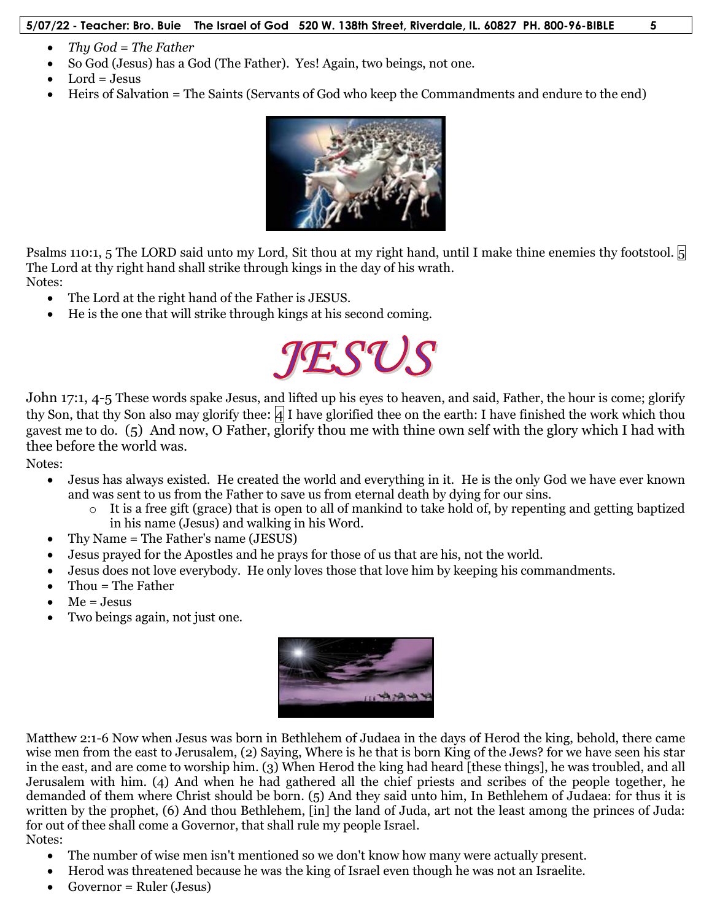- *Thy God = The Father*
- So God (Jesus) has a God (The Father). Yes! Again, two beings, not one.
- Lord = Jesus
- Heirs of Salvation = The Saints (Servants of God who keep the Commandments and endure to the end)

Psalms 110:1, 5 The LORD said unto my Lord, Sit thou at my right hand, until I make thine enemies thy footstool. 5 The Lord at thy right hand shall strike through kings in the day of his wrath.
Notes:

- The Lord at the right hand of the Father is JESUS.
- He is the one that will strike through kings at his second coming.

JESUS

John 17:1, 4-5 These words spake Jesus, and lifted up his eyes to heaven, and said, Father, the hour is come; glorify thy Son, that thy Son also may glorify thee: 4 I have glorified thee on the earth: I have finished the work which thou gavest me to do. (5) And now, O Father, glorify thou me with thine own self with the glory which I had with thee before the world was.
Notes:

- Jesus has always existed. He created the world and everything in it. He is the only God we have ever known and was sent to us from the Father to save us from eternal death by dying for our sins.
  - It is a free gift (grace) that is open to all of mankind to take hold of, by repenting and getting baptized in his name (Jesus) and walking in his Word.
- Thy Name = The Father's name (JESUS)
- Jesus prayed for the Apostles and he prays for those of us that are his, not the world.
- Jesus does not love everybody. He only loves those that love him by keeping his commandments.
- Thou = The Father
- Me = Jesus
- Two beings again, not just one.

Matthew 2:1-6 Now when Jesus was born in Bethlehem of Judaea in the days of Herod the king, behold, there came wise men from the east to Jerusalem, (2) Saying, Where is he that is born King of the Jews? for we have seen his star in the east, and are come to worship him. (3) When Herod the king had heard [these things], he was troubled, and all Jerusalem with him. (4) And when he had gathered all the chief priests and scribes of the people together, he demanded of them where Christ should be born. (5) And they said unto him, In Bethlehem of Judaea: for thus it is written by the prophet, (6) And thou Bethlehem, [in] the land of Juda, art not the least among the princes of Juda: for out of thee shall come a Governor, that shall rule my people Israel.
Notes:

- The number of wise men isn't mentioned so we don't know how many were actually present.
- Herod was threatened because he was the king of Israel even though he was not an Israelite.
- Governor = Ruler (Jesus)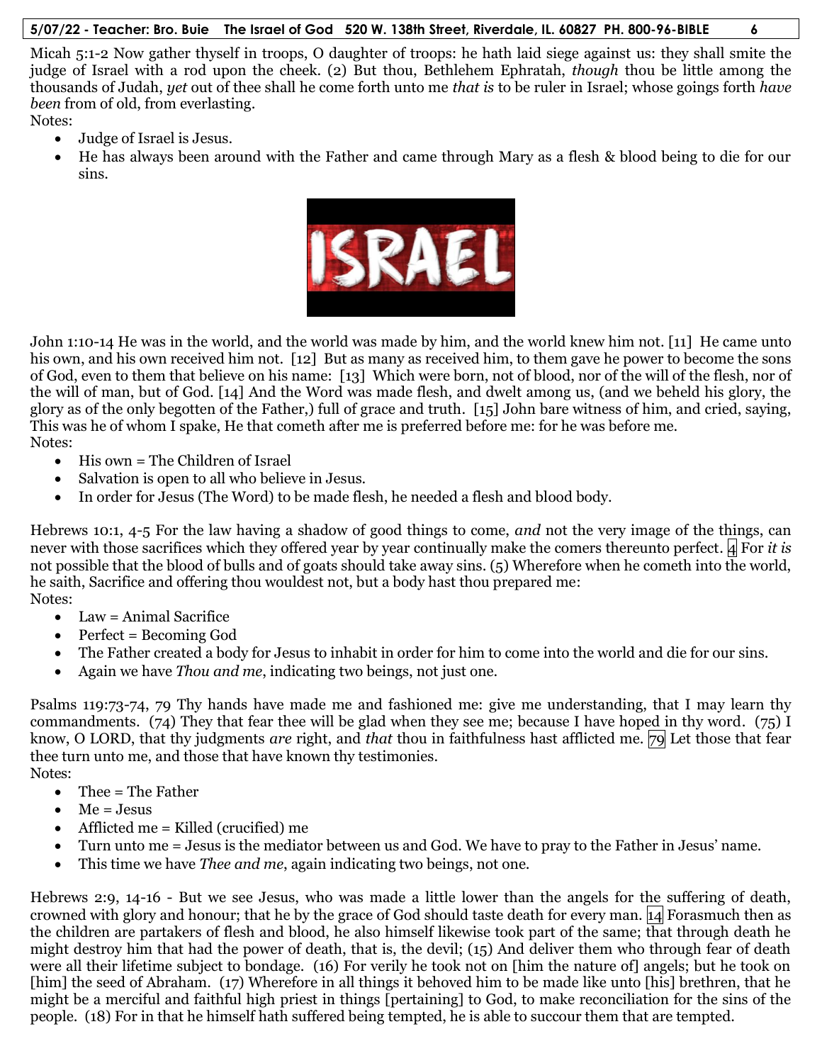Micah 5:1-2 Now gather thyself in troops, O daughter of troops: he hath laid siege against us: they shall smite the judge of Israel with a rod upon the cheek. (2) But thou, Bethlehem Ephratah, *though* thou be little among the thousands of Judah, *yet* out of thee shall he come forth unto me *that is* to be ruler in Israel; whose goings forth *have been* from of old, from everlasting.

Notes:

- Judge of Israel is Jesus.
- He has always been around with the Father and came through Mary as a flesh & blood being to die for our sins.

John 1:10-14 He was in the world, and the world was made by him, and the world knew him not. [11] He came unto his own, and his own received him not. [12] But as many as received him, to them gave he power to become the sons of God, even to them that believe on his name: [13] Which were born, not of blood, nor of the will of the flesh, nor of the will of man, but of God. [14] And the Word was made flesh, and dwelt among us, (and we beheld his glory, the glory as of the only begotten of the Father,) full of grace and truth. [15] John bare witness of him, and cried, saying, This was he of whom I spake, He that cometh after me is preferred before me: for he was before me.

Notes:

- His own = The Children of Israel
- Salvation is open to all who believe in Jesus.
- In order for Jesus (The Word) to be made flesh, he needed a flesh and blood body.

Hebrews 10:1, 4-5 For the law having a shadow of good things to come, *and* not the very image of the things, can never with those sacrifices which they offered year by year continually make the comers thereunto perfect. 4 For *it is* not possible that the blood of bulls and of goats should take away sins. (5) Wherefore when he cometh into the world, he saith, Sacrifice and offering thou wouldest not, but a body hast thou prepared me:

Notes:

- Law = Animal Sacrifice
- Perfect = Becoming God
- The Father created a body for Jesus to inhabit in order for him to come into the world and die for our sins.
- Again we have *Thou and me*, indicating two beings, not just one.

Psalms 119:73-74, 79 Thy hands have made me and fashioned me: give me understanding, that I may learn thy commandments. (74) They that fear thee will be glad when they see me; because I have hoped in thy word. (75) I know, O LORD, that thy judgments *are* right, and *that* thou in faithfulness hast afflicted me. 79 Let those that fear thee turn unto me, and those that have known thy testimonies.

Notes:

- Thee = The Father
- Me = Jesus
- Afflicted me = Killed (crucified) me
- Turn unto me = Jesus is the mediator between us and God. We have to pray to the Father in Jesus' name.
- This time we have *Thee and me*, again indicating two beings, not one.

Hebrews 2:9, 14-16 - But we see Jesus, who was made a little lower than the angels for the suffering of death, crowned with glory and honour; that he by the grace of God should taste death for every man. 14 Forasmuch then as the children are partakers of flesh and blood, he also himself likewise took part of the same; that through death he might destroy him that had the power of death, that is, the devil; (15) And deliver them who through fear of death were all their lifetime subject to bondage. (16) For verily he took not on [him the nature of] angels; but he took on [him] the seed of Abraham. (17) Wherefore in all things it behoved him to be made like unto [his] brethren, that he might be a merciful and faithful high priest in things [pertaining] to God, to make reconciliation for the sins of the people. (18) For in that he himself hath suffered being tempted, he is able to succour them that are tempted.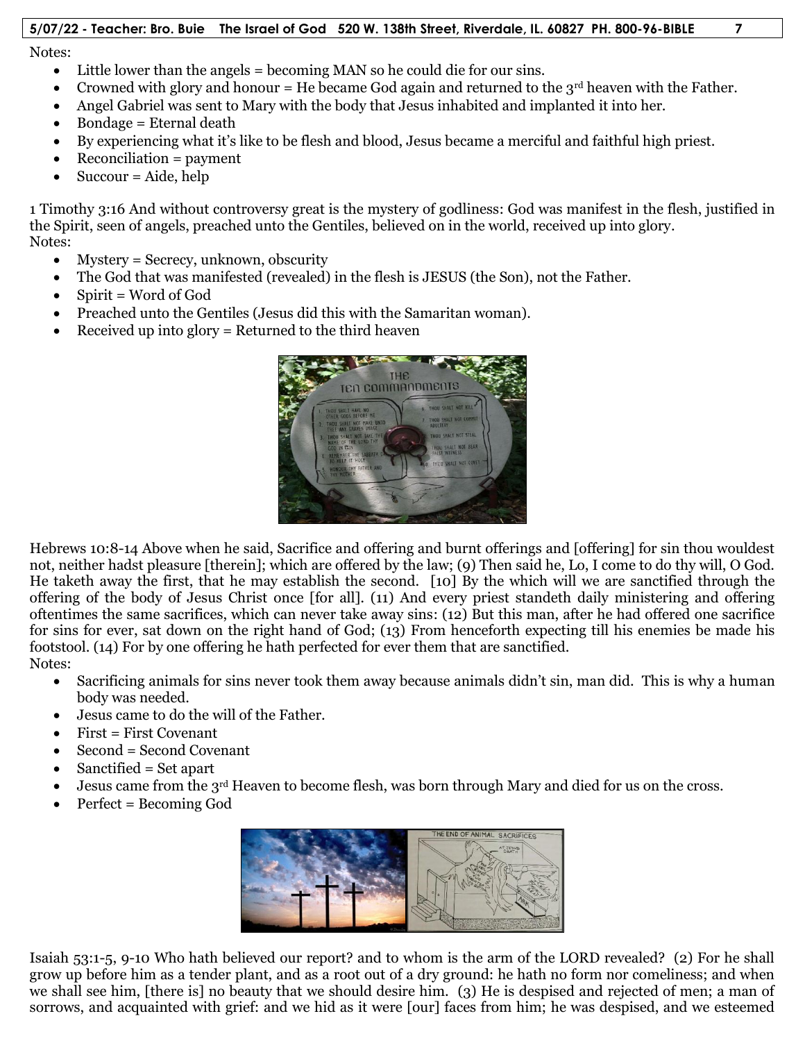Notes:

- Little lower than the angels = becoming MAN so he could die for our sins.
- Crowned with glory and honour = He became God again and returned to the 3rd heaven with the Father.
- Angel Gabriel was sent to Mary with the body that Jesus inhabited and implanted it into her.
- Bondage = Eternal death
- By experiencing what it's like to be flesh and blood, Jesus became a merciful and faithful high priest.
- Reconciliation = payment
- Succour = Aide, help

1 Timothy 3:16 And without controversy great is the mystery of godliness: God was manifest in the flesh, justified in the Spirit, seen of angels, preached unto the Gentiles, believed on in the world, received up into glory.

Notes:

- Mystery = Secrecy, unknown, obscurity
- The God that was manifested (revealed) in the flesh is JESUS (the Son), not the Father.
- Spirit = Word of God
- Preached unto the Gentiles (Jesus did this with the Samaritan woman).
- Received up into glory = Returned to the third heaven

Hebrews 10:8-14 Above when he said, Sacrifice and offering and burnt offerings and [offering] for sin thou wouldest not, neither hadst pleasure [therein]; which are offered by the law; (9) Then said he, Lo, I come to do thy will, O God. He taketh away the first, that he may establish the second. [10] By the which will we are sanctified through the offering of the body of Jesus Christ once [for all]. (11) And every priest standeth daily ministering and offering oftentimes the same sacrifices, which can never take away sins: (12) But this man, after he had offered one sacrifice for sins for ever, sat down on the right hand of God; (13) From henceforth expecting till his enemies be made his footstool. (14) For by one offering he hath perfected for ever them that are sanctified.

Notes:

- Sacrificing animals for sins never took them away because animals didn't sin, man did. This is why a human body was needed.
- Jesus came to do the will of the Father.
- First = First Covenant
- Second = Second Covenant
- Sanctified = Set apart
- Jesus came from the 3rd Heaven to become flesh, was born through Mary and died for us on the cross.
- Perfect = Becoming God

Isaiah 53:1-5, 9-10 Who hath believed our report? and to whom is the arm of the LORD revealed? (2) For he shall grow up before him as a tender plant, and as a root out of a dry ground: he hath no form nor comeliness; and when we shall see him, [there is] no beauty that we should desire him. (3) He is despised and rejected of men; a man of sorrows, and acquainted with grief: and we hid as it were [our] faces from him; he was despised, and we esteemed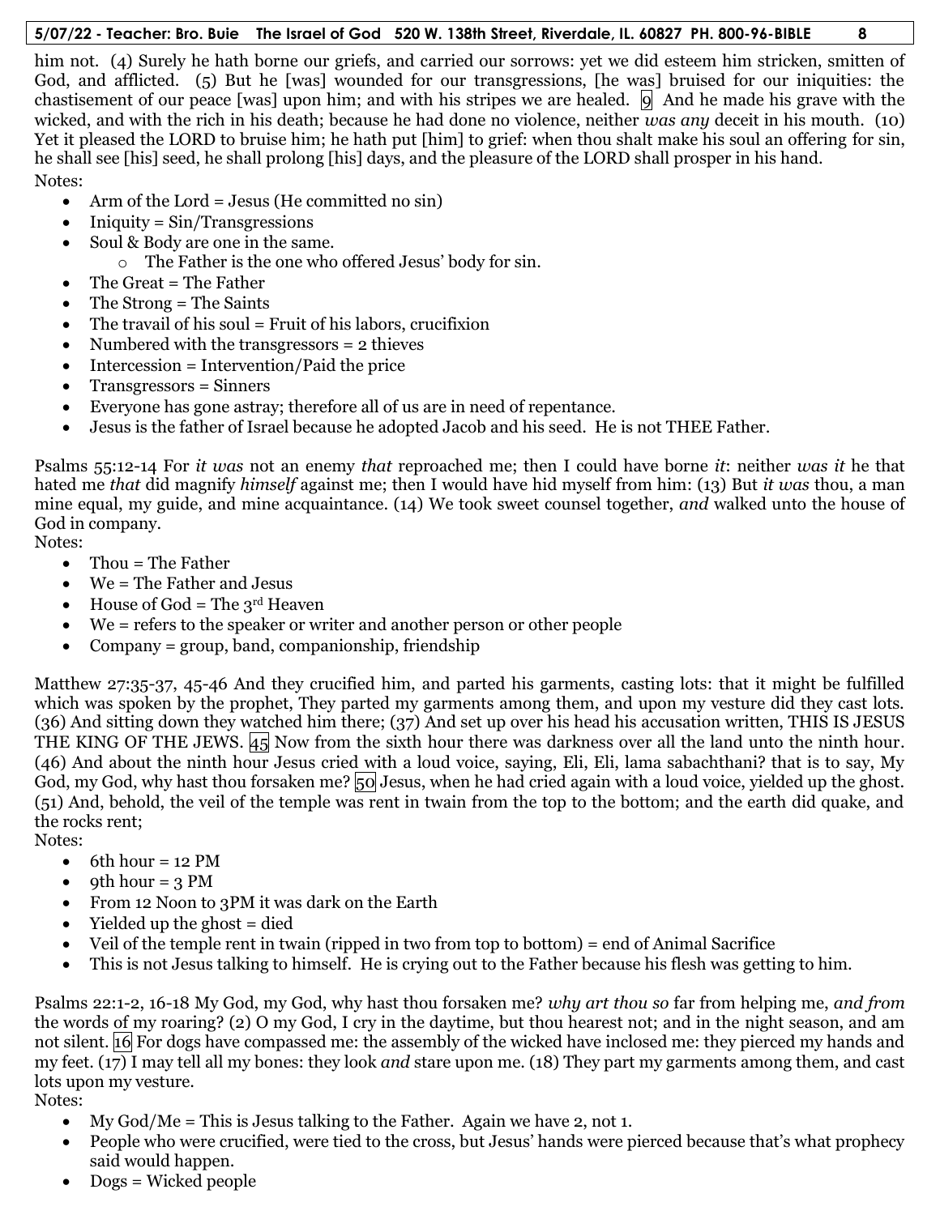him not. (4) Surely he hath borne our griefs, and carried our sorrows: yet we did esteem him stricken, smitten of God, and afflicted. (5) But he [was] wounded for our transgressions, [he was] bruised for our iniquities: the chastisement of our peace [was] upon him; and with his stripes we are healed. 9 And he made his grave with the wicked, and with the rich in his death; because he had done no violence, neither *was any* deceit in his mouth. (10) Yet it pleased the LORD to bruise him; he hath put [him] to grief: when thou shalt make his soul an offering for sin, he shall see [his] seed, he shall prolong [his] days, and the pleasure of the LORD shall prosper in his hand.

Notes:

- Arm of the Lord = Jesus (He committed no sin)
- Iniquity = Sin/Transgressions
- Soul & Body are one in the same.
  - The Father is the one who offered Jesus' body for sin.
- The Great = The Father
- The Strong = The Saints
- The travail of his soul = Fruit of his labors, crucifixion
- Numbered with the transgressors = 2 thieves
- Intercession = Intervention/Paid the price
- Transgressors = Sinners
- Everyone has gone astray; therefore all of us are in need of repentance.
- Jesus is the father of Israel because he adopted Jacob and his seed. He is not THEE Father.

Psalms 55:12-14 For *it was* not an enemy *that* reproached me; then I could have borne *it*: neither *was it* he that hated me *that* did magnify *himself* against me; then I would have hid myself from him: (13) But *it was* thou, a man mine equal, my guide, and mine acquaintance. (14) We took sweet counsel together, *and* walked unto the house of God in company.

Notes:

- Thou = The Father
- We = The Father and Jesus
- House of God = The 3rd Heaven
- We = refers to the speaker or writer and another person or other people
- Company = group, band, companionship, friendship

Matthew 27:35-37, 45-46 And they crucified him, and parted his garments, casting lots: that it might be fulfilled which was spoken by the prophet, They parted my garments among them, and upon my vesture did they cast lots. (36) And sitting down they watched him there; (37) And set up over his head his accusation written, THIS IS JESUS THE KING OF THE JEWS. 45 Now from the sixth hour there was darkness over all the land unto the ninth hour. (46) And about the ninth hour Jesus cried with a loud voice, saying, Eli, Eli, lama sabachthani? that is to say, My God, my God, why hast thou forsaken me? 50 Jesus, when he had cried again with a loud voice, yielded up the ghost. (51) And, behold, the veil of the temple was rent in twain from the top to the bottom; and the earth did quake, and the rocks rent;

Notes:

- 6th hour = 12 PM
- 9th hour = 3 PM
- From 12 Noon to 3PM it was dark on the Earth
- Yielded up the ghost = died
- Veil of the temple rent in twain (ripped in two from top to bottom) = end of Animal Sacrifice
- This is not Jesus talking to himself. He is crying out to the Father because his flesh was getting to him.

Psalms 22:1-2, 16-18 My God, my God, why hast thou forsaken me? *why art thou so* far from helping me, *and from* the words of my roaring? (2) O my God, I cry in the daytime, but thou hearest not; and in the night season, and am not silent. 16 For dogs have compassed me: the assembly of the wicked have inclosed me: they pierced my hands and my feet. (17) I may tell all my bones: they look *and* stare upon me. (18) They part my garments among them, and cast lots upon my vesture.

Notes:

- My God/Me = This is Jesus talking to the Father. Again we have 2, not 1.
- People who were crucified, were tied to the cross, but Jesus' hands were pierced because that's what prophecy said would happen.
- Dogs = Wicked people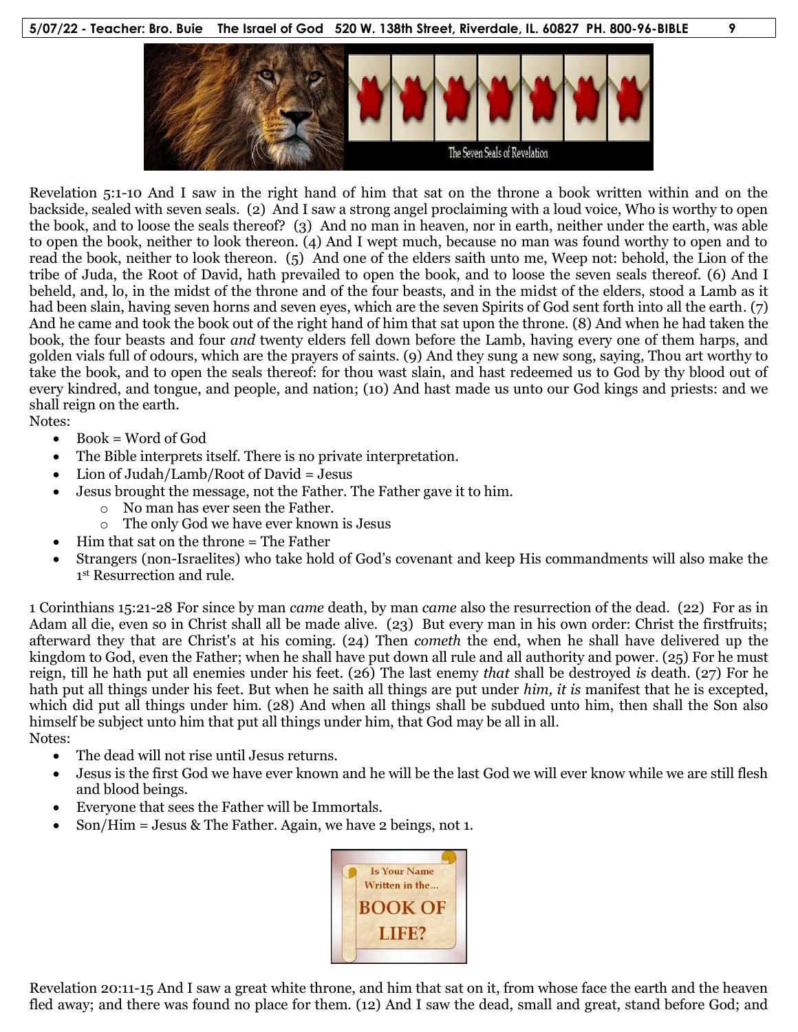Revelation 5:1-10 And I saw in the right hand of him that sat on the throne a book written within and on the backside, sealed with seven seals. (2) And I saw a strong angel proclaiming with a loud voice, Who is worthy to open the book, and to loose the seals thereof? (3) And no man in heaven, nor in earth, neither under the earth, was able to open the book, neither to look thereon. (4) And I wept much, because no man was found worthy to open and to read the book, neither to look thereon. (5) And one of the elders saith unto me, Weep not: behold, the Lion of the tribe of Juda, the Root of David, hath prevailed to open the book, and to loose the seven seals thereof. (6) And I beheld, and, lo, in the midst of the throne and of the four beasts, and in the midst of the elders, stood a Lamb as it had been slain, having seven horns and seven eyes, which are the seven Spirits of God sent forth into all the earth. (7) And he came and took the book out of the right hand of him that sat upon the throne. (8) And when he had taken the book, the four beasts and four *and* twenty elders fell down before the Lamb, having every one of them harps, and golden vials full of odours, which are the prayers of saints. (9) And they sung a new song, saying, Thou art worthy to take the book, and to open the seals thereof: for thou wast slain, and hast redeemed us to God by thy blood out of every kindred, and tongue, and people, and nation; (10) And hast made us unto our God kings and priests: and we shall reign on the earth.

Notes:

- Book = Word of God
- The Bible interprets itself. There is no private interpretation.
- Lion of Judah/Lamb/Root of David = Jesus
- Jesus brought the message, not the Father. The Father gave it to him.
  - No man has ever seen the Father.
  - The only God we have ever known is Jesus
- Him that sat on the throne = The Father
- Strangers (non-Israelites) who take hold of God's covenant and keep His commandments will also make the 1st Resurrection and rule.

1 Corinthians 15:21-28 For since by man *came* death, by man *came* also the resurrection of the dead. (22) For as in Adam all die, even so in Christ shall all be made alive. (23) But every man in his own order: Christ the firstfruits; afterward they that are Christ's at his coming. (24) Then *cometh* the end, when he shall have delivered up the kingdom to God, even the Father; when he shall have put down all rule and all authority and power. (25) For he must reign, till he hath put all enemies under his feet. (26) The last enemy *that* shall be destroyed *is* death. (27) For he hath put all things under his feet. But when he saith all things are put under *him, it is* manifest that he is excepted, which did put all things under him. (28) And when all things shall be subdued unto him, then shall the Son also himself be subject unto him that put all things under him, that God may be all in all.

Notes:

- The dead will not rise until Jesus returns.
- Jesus is the first God we have ever known and he will be the last God we will ever know while we are still flesh and blood beings.
- Everyone that sees the Father will be Immortals.
- Son/Him = Jesus & The Father. Again, we have 2 beings, not 1.

Revelation 20:11-15 And I saw a great white throne, and him that sat on it, from whose face the earth and the heaven fled away; and there was found no place for them. (12) And I saw the dead, small and great, stand before God; and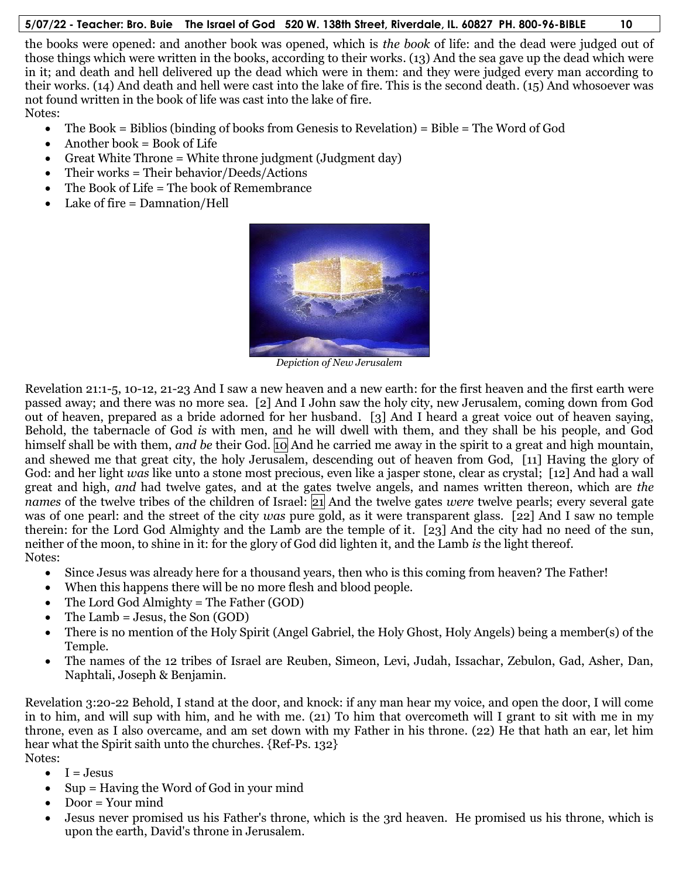the books were opened: and another book was opened, which is *the book* of life: and the dead were judged out of those things which were written in the books, according to their works. (13) And the sea gave up the dead which were in it; and death and hell delivered up the dead which were in them: and they were judged every man according to their works. (14) And death and hell were cast into the lake of fire. This is the second death. (15) And whosoever was not found written in the book of life was cast into the lake of fire.

Notes:

- The Book = Biblios (binding of books from Genesis to Revelation) = Bible = The Word of God
- Another book = Book of Life
- Great White Throne = White throne judgment (Judgment day)
- Their works = Their behavior/Deeds/Actions
- The Book of Life = The book of Remembrance
- Lake of fire = Damnation/Hell

*Depiction of New Jerusalem*

Revelation 21:1-5, 10-12, 21-23 And I saw a new heaven and a new earth: for the first heaven and the first earth were passed away; and there was no more sea. [2] And I John saw the holy city, new Jerusalem, coming down from God out of heaven, prepared as a bride adorned for her husband. [3] And I heard a great voice out of heaven saying, Behold, the tabernacle of God *is* with men, and he will dwell with them, and they shall be his people, and God himself shall be with them, *and be* their God. [10] And he carried me away in the spirit to a great and high mountain, and shewed me that great city, the holy Jerusalem, descending out of heaven from God, [11] Having the glory of God: and her light *was* like unto a stone most precious, even like a jasper stone, clear as crystal; [12] And had a wall great and high, *and* had twelve gates, and at the gates twelve angels, and names written thereon, which are *the names* of the twelve tribes of the children of Israel: [21] And the twelve gates *were* twelve pearls; every several gate was of one pearl: and the street of the city *was* pure gold, as it were transparent glass. [22] And I saw no temple therein: for the Lord God Almighty and the Lamb are the temple of it. [23] And the city had no need of the sun, neither of the moon, to shine in it: for the glory of God did lighten it, and the Lamb *is* the light thereof.

Notes:

- Since Jesus was already here for a thousand years, then who is this coming from heaven? The Father!
- When this happens there will be no more flesh and blood people.
- The Lord God Almighty = The Father (GOD)
- The Lamb = Jesus, the Son (GOD)
- There is no mention of the Holy Spirit (Angel Gabriel, the Holy Ghost, Holy Angels) being a member(s) of the Temple.
- The names of the 12 tribes of Israel are Reuben, Simeon, Levi, Judah, Issachar, Zebulon, Gad, Asher, Dan, Naphtali, Joseph & Benjamin.

Revelation 3:20-22 Behold, I stand at the door, and knock: if any man hear my voice, and open the door, I will come in to him, and will sup with him, and he with me. (21) To him that overcometh will I grant to sit with me in my throne, even as I also overcame, and am set down with my Father in his throne. (22) He that hath an ear, let him hear what the Spirit saith unto the churches. {Ref-Ps. 132}

Notes:

- I = Jesus
- Sup = Having the Word of God in your mind
- Door = Your mind
- Jesus never promised us his Father's throne, which is the 3rd heaven. He promised us his throne, which is upon the earth, David's throne in Jerusalem.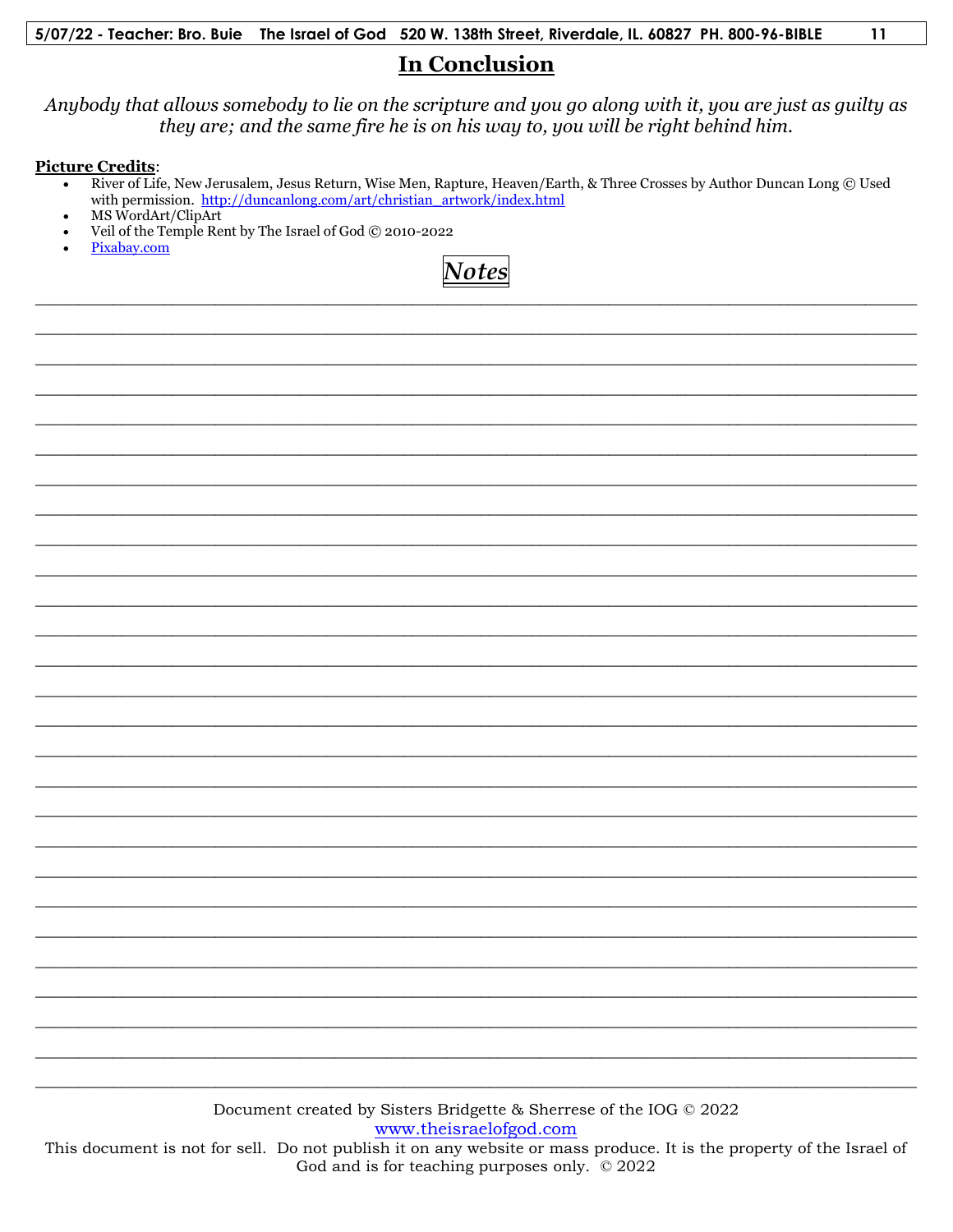## In Conclusion

*Anybody that allows somebody to lie on the scripture and you go along with it, you are just as guilty as they are; and the same fire he is on his way to, you will be right behind him.*

**Picture Credits**:

- River of Life, New Jerusalem, Jesus Return, Wise Men, Rapture, Heaven/Earth, & Three Crosses by Author Duncan Long © Used with permission. http://duncanlong.com/art/christian_artwork/index.html
- MS WordArt/ClipArt
- Veil of the Temple Rent by The Israel of God © 2010-2022
- Pixabay.com

## *Notes*

Document created by Sisters Bridgette & Sherrese of the IOG © 2022
www.theisraelofgod.com
This document is not for sell. Do not publish it on any website or mass produce. It is the property of the Israel of God and is for teaching purposes only. © 2022